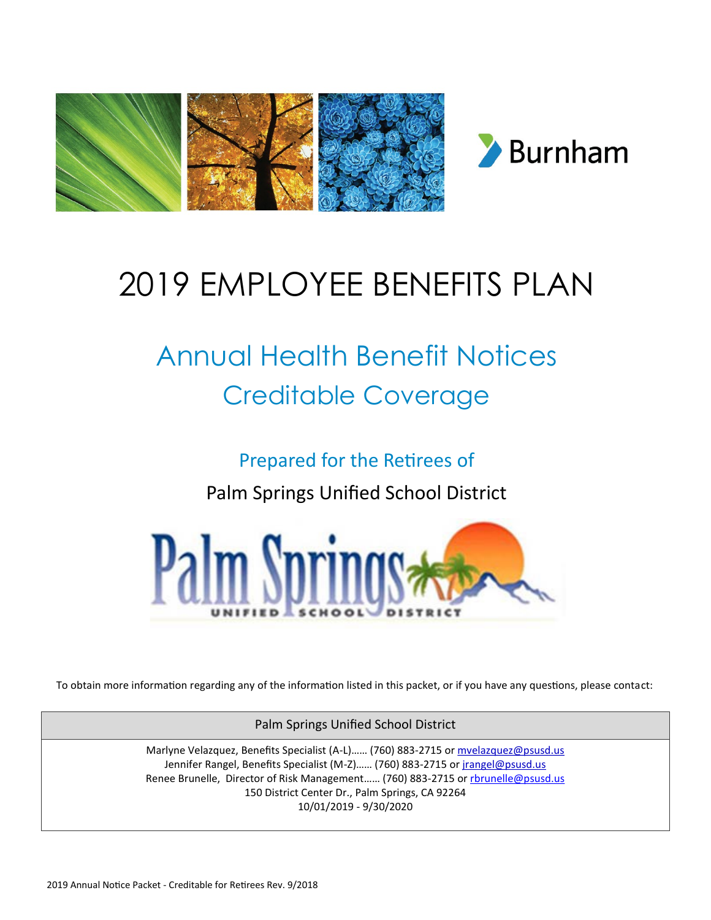# 2019 EMPLOYEE BENEFITS PLAN

## Annual Health Benefit Notices
## Creditable Coverage

### Prepared for the Retirees of

Palm Springs Unified School District

To obtain more information regarding any of the information listed in this packet, or if you have any questions, please contact:

| Palm Springs Unified School District |
| --- |
| Marlyne Velazquez, Benefits Specialist (A-L)…… (760) 883-2715 or mvelazquez@psusd.us<br>Jennifer Rangel, Benefits Specialist (M-Z)…… (760) 883-2715 or jrangel@psusd.us<br>Renee Brunelle, Director of Risk Management…… (760) 883-2715 or rbrunelle@psusd.us<br>150 District Center Dr., Palm Springs, CA 92264<br>10/01/2019 - 9/30/2020 |

2019 Annual Notice Packet - Creditable for Retirees Rev. 9/2018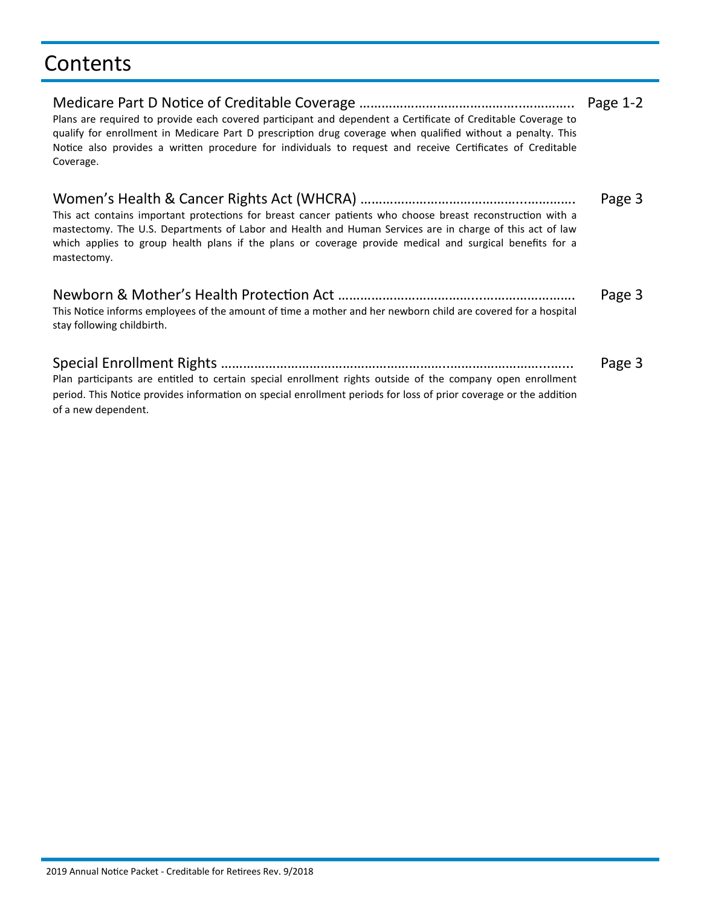# Contents

Medicare Part D Notice of Creditable Coverage ………………………………………………. Page 1-2

Plans are required to provide each covered participant and dependent a Certificate of Creditable Coverage to qualify for enrollment in Medicare Part D prescription drug coverage when qualified without a penalty. This Notice also provides a written procedure for individuals to request and receive Certificates of Creditable Coverage.

Women's Health & Cancer Rights Act (WHCRA) ………………………………………………. Page 3

This act contains important protections for breast cancer patients who choose breast reconstruction with a mastectomy. The U.S. Departments of Labor and Health and Human Services are in charge of this act of law which applies to group health plans if the plans or coverage provide medical and surgical benefits for a mastectomy.

Newborn & Mother's Health Protection Act ………………………………………………. Page 3

This Notice informs employees of the amount of time a mother and her newborn child are covered for a hospital stay following childbirth.

Special Enrollment Rights ………………………………………………………………………. Page 3

Plan participants are entitled to certain special enrollment rights outside of the company open enrollment period. This Notice provides information on special enrollment periods for loss of prior coverage or the addition of a new dependent.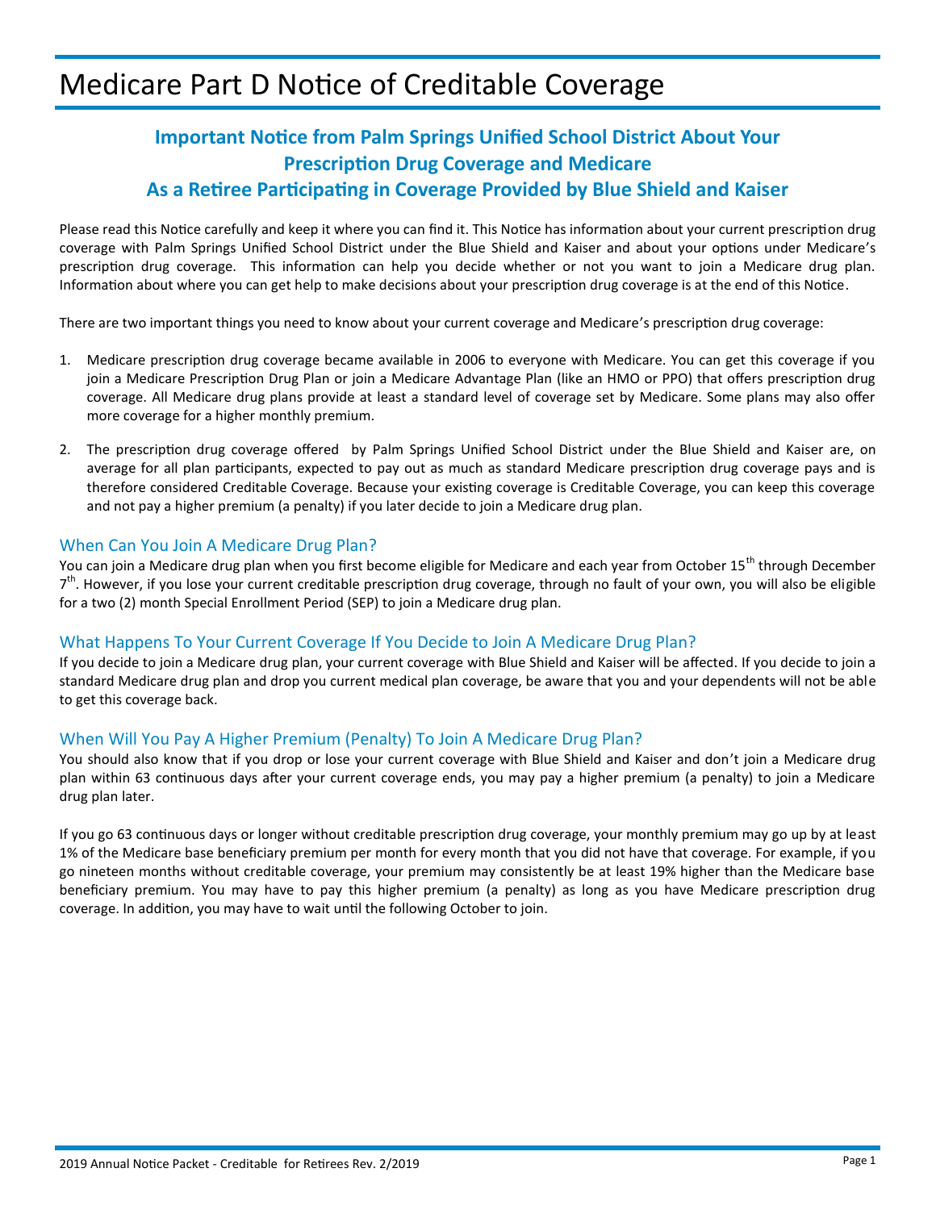# Medicare Part D Notice of Creditable Coverage

## Important Notice from Palm Springs Unified School District About Your Prescription Drug Coverage and Medicare As a Retiree Participating in Coverage Provided by Blue Shield and Kaiser

Please read this Notice carefully and keep it where you can find it. This Notice has information about your current prescription drug coverage with Palm Springs Unified School District under the Blue Shield and Kaiser and about your options under Medicare's prescription drug coverage. This information can help you decide whether or not you want to join a Medicare drug plan. Information about where you can get help to make decisions about your prescription drug coverage is at the end of this Notice.

There are two important things you need to know about your current coverage and Medicare's prescription drug coverage:

1. Medicare prescription drug coverage became available in 2006 to everyone with Medicare. You can get this coverage if you join a Medicare Prescription Drug Plan or join a Medicare Advantage Plan (like an HMO or PPO) that offers prescription drug coverage. All Medicare drug plans provide at least a standard level of coverage set by Medicare. Some plans may also offer more coverage for a higher monthly premium.

2. The prescription drug coverage offered by Palm Springs Unified School District under the Blue Shield and Kaiser are, on average for all plan participants, expected to pay out as much as standard Medicare prescription drug coverage pays and is therefore considered Creditable Coverage. Because your existing coverage is Creditable Coverage, you can keep this coverage and not pay a higher premium (a penalty) if you later decide to join a Medicare drug plan.

### When Can You Join A Medicare Drug Plan?

You can join a Medicare drug plan when you first become eligible for Medicare and each year from October 15th through December 7th. However, if you lose your current creditable prescription drug coverage, through no fault of your own, you will also be eligible for a two (2) month Special Enrollment Period (SEP) to join a Medicare drug plan.

### What Happens To Your Current Coverage If You Decide to Join A Medicare Drug Plan?

If you decide to join a Medicare drug plan, your current coverage with Blue Shield and Kaiser will be affected. If you decide to join a standard Medicare drug plan and drop you current medical plan coverage, be aware that you and your dependents will not be able to get this coverage back.

### When Will You Pay A Higher Premium (Penalty) To Join A Medicare Drug Plan?

You should also know that if you drop or lose your current coverage with Blue Shield and Kaiser and don't join a Medicare drug plan within 63 continuous days after your current coverage ends, you may pay a higher premium (a penalty) to join a Medicare drug plan later.

If you go 63 continuous days or longer without creditable prescription drug coverage, your monthly premium may go up by at least 1% of the Medicare base beneficiary premium per month for every month that you did not have that coverage. For example, if you go nineteen months without creditable coverage, your premium may consistently be at least 19% higher than the Medicare base beneficiary premium. You may have to pay this higher premium (a penalty) as long as you have Medicare prescription drug coverage. In addition, you may have to wait until the following October to join.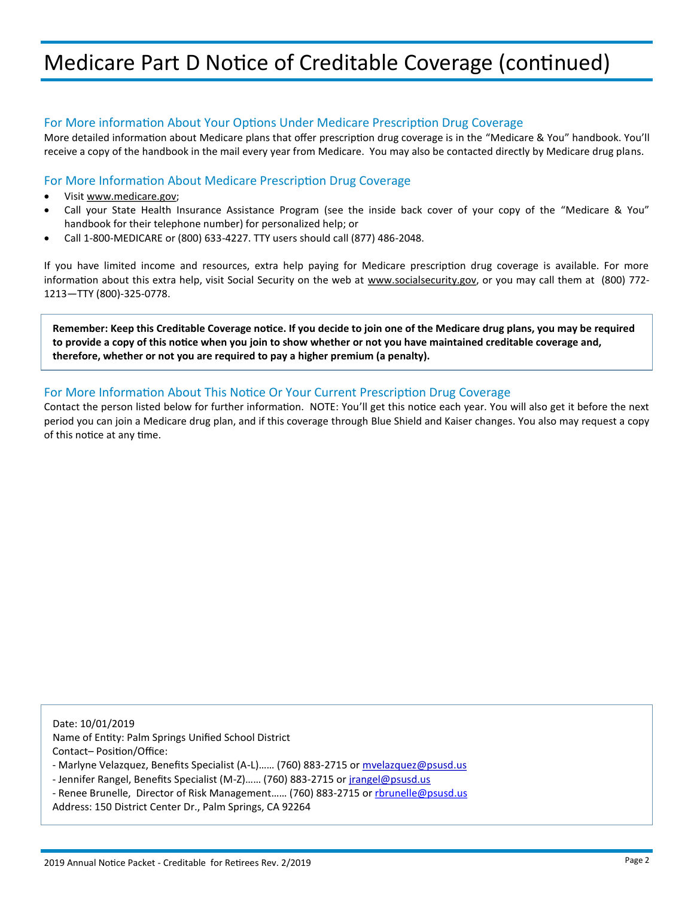# Medicare Part D Notice of Creditable Coverage (continued)

## For More information About Your Options Under Medicare Prescription Drug Coverage

More detailed information about Medicare plans that offer prescription drug coverage is in the “Medicare & You” handbook. You’ll receive a copy of the handbook in the mail every year from Medicare. You may also be contacted directly by Medicare drug plans.

## For More Information About Medicare Prescription Drug Coverage

- Visit www.medicare.gov;
- Call your State Health Insurance Assistance Program (see the inside back cover of your copy of the “Medicare & You” handbook for their telephone number) for personalized help; or
- Call 1-800-MEDICARE or (800) 633-4227. TTY users should call (877) 486-2048.

If you have limited income and resources, extra help paying for Medicare prescription drug coverage is available. For more information about this extra help, visit Social Security on the web at www.socialsecurity.gov, or you may call them at (800) 772-1213—TTY (800)-325-0778.

**Remember: Keep this Creditable Coverage notice. If you decide to join one of the Medicare drug plans, you may be required to provide a copy of this notice when you join to show whether or not you have maintained creditable coverage and, therefore, whether or not you are required to pay a higher premium (a penalty).**

## For More Information About This Notice Or Your Current Prescription Drug Coverage

Contact the person listed below for further information. NOTE: You’ll get this notice each year. You will also get it before the next period you can join a Medicare drug plan, and if this coverage through Blue Shield and Kaiser changes. You also may request a copy of this notice at any time.

Date: 10/01/2019
Name of Entity: Palm Springs Unified School District
Contact– Position/Office:
- Marlyne Velazquez, Benefits Specialist (A-L)…… (760) 883-2715 or mvelazquez@psusd.us
- Jennifer Rangel, Benefits Specialist (M-Z)…… (760) 883-2715 or jrangel@psusd.us
- Renee Brunelle, Director of Risk Management…… (760) 883-2715 or rbrunelle@psusd.us

Address: 150 District Center Dr., Palm Springs, CA 92264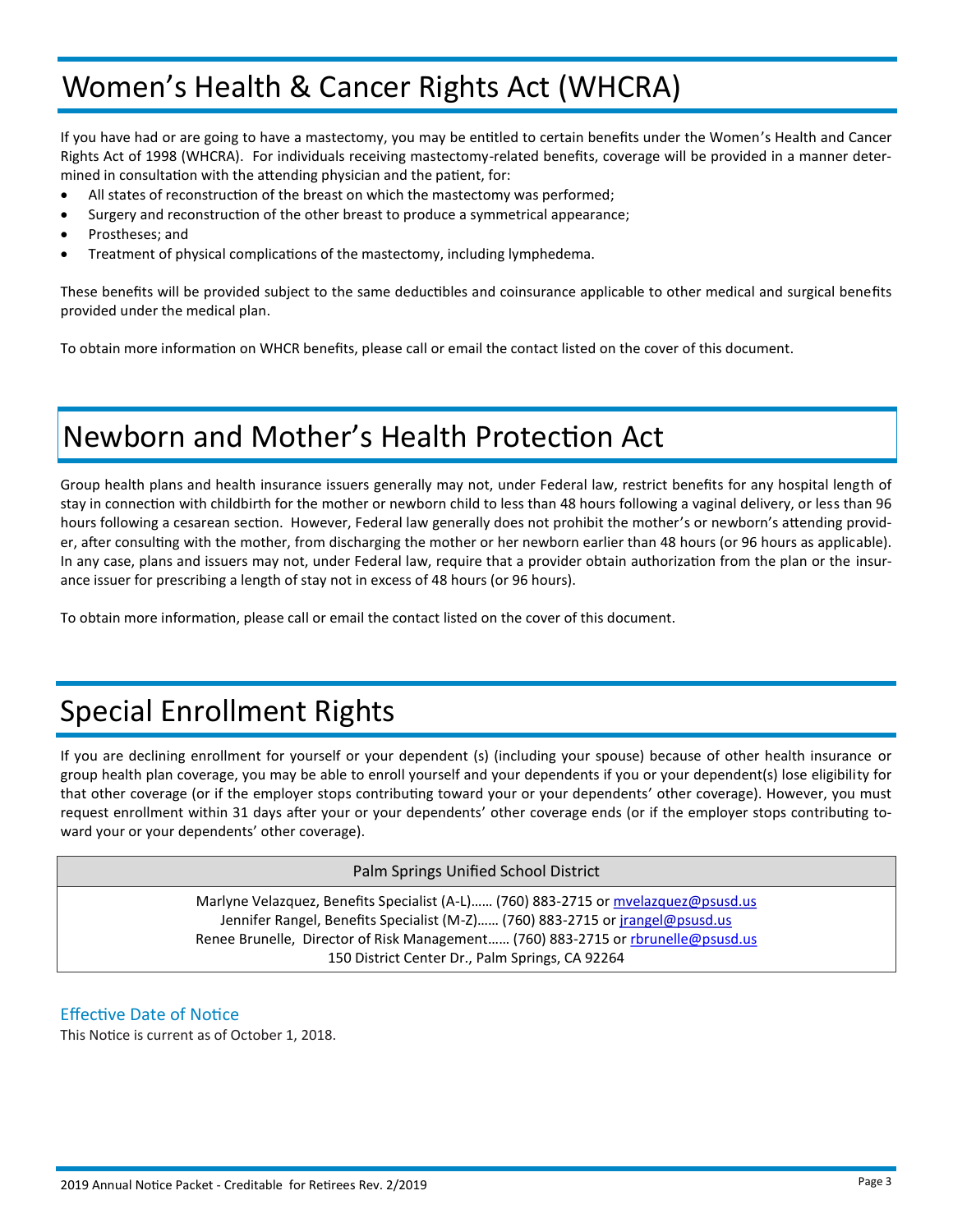# Women's Health & Cancer Rights Act (WHCRA)

If you have had or are going to have a mastectomy, you may be entitled to certain benefits under the Women's Health and Cancer Rights Act of 1998 (WHCRA). For individuals receiving mastectomy-related benefits, coverage will be provided in a manner determined in consultation with the attending physician and the patient, for:

- All states of reconstruction of the breast on which the mastectomy was performed;
- Surgery and reconstruction of the other breast to produce a symmetrical appearance;
- Prostheses; and
- Treatment of physical complications of the mastectomy, including lymphedema.

These benefits will be provided subject to the same deductibles and coinsurance applicable to other medical and surgical benefits provided under the medical plan.

To obtain more information on WHCR benefits, please call or email the contact listed on the cover of this document.

# Newborn and Mother's Health Protection Act

Group health plans and health insurance issuers generally may not, under Federal law, restrict benefits for any hospital length of stay in connection with childbirth for the mother or newborn child to less than 48 hours following a vaginal delivery, or less than 96 hours following a cesarean section. However, Federal law generally does not prohibit the mother's or newborn's attending provider, after consulting with the mother, from discharging the mother or her newborn earlier than 48 hours (or 96 hours as applicable). In any case, plans and issuers may not, under Federal law, require that a provider obtain authorization from the plan or the insurance issuer for prescribing a length of stay not in excess of 48 hours (or 96 hours).

To obtain more information, please call or email the contact listed on the cover of this document.

# Special Enrollment Rights

If you are declining enrollment for yourself or your dependent (s) (including your spouse) because of other health insurance or group health plan coverage, you may be able to enroll yourself and your dependents if you or your dependent(s) lose eligibility for that other coverage (or if the employer stops contributing toward your or your dependents' other coverage). However, you must request enrollment within 31 days after your or your dependents' other coverage ends (or if the employer stops contributing toward your or your dependents' other coverage).

| Palm Springs Unified School District |
| --- |
| Marlyne Velazquez, Benefits Specialist (A-L)...... (760) 883-2715 or mvelazquez@psusd.us<br>Jennifer Rangel, Benefits Specialist (M-Z)...... (760) 883-2715 or jrangel@psusd.us<br>Renee Brunelle, Director of Risk Management...... (760) 883-2715 or rbrunelle@psusd.us<br>150 District Center Dr., Palm Springs, CA 92264 |

## Effective Date of Notice

This Notice is current as of October 1, 2018.